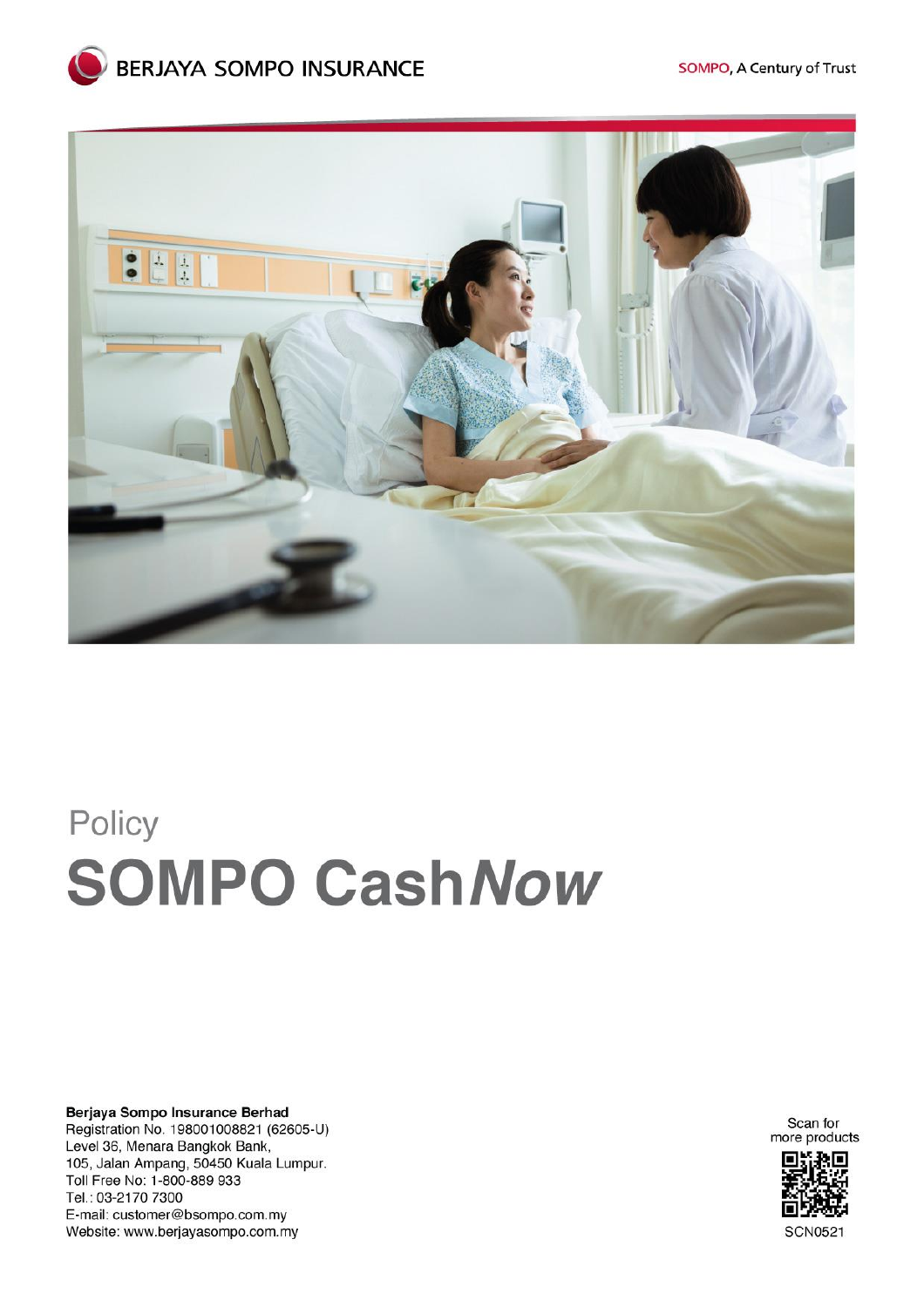BERJAYA SOMPO INSURANCE

SOMPO, A Century of Trust

Policy

# SOMPO Cash*Now*

**Berjaya Sompo Insurance Berhad**
Registration No. 198001008821 (62605-U)
Level 36, Menara Bangkok Bank,
105, Jalan Ampang, 50450 Kuala Lumpur.
Toll Free No: 1-800-889 933
Tel.: 03-2170 7300
E-mail: customer@bsompo.com.my
Website: www.berjayasompo.com.my

Scan for more products

SCN0521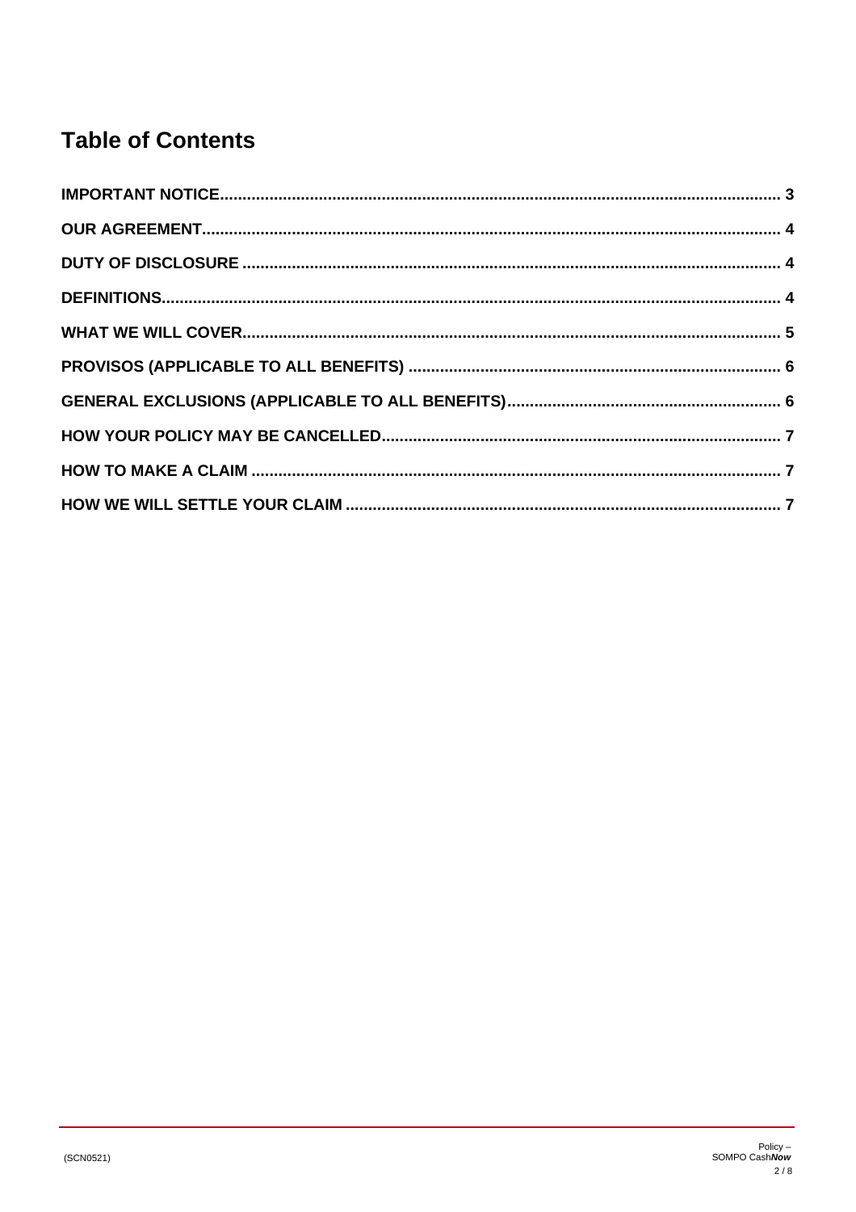# Table of Contents

| | |
|---|---|
| **IMPORTANT NOTICE** | **3** |
| **OUR AGREEMENT** | **4** |
| **DUTY OF DISCLOSURE** | **4** |
| **DEFINITIONS** | **4** |
| **WHAT WE WILL COVER** | **5** |
| **PROVISOS (APPLICABLE TO ALL BENEFITS)** | **6** |
| **GENERAL EXCLUSIONS (APPLICABLE TO ALL BENEFITS)** | **6** |
| **HOW YOUR POLICY MAY BE CANCELLED** | **7** |
| **HOW TO MAKE A CLAIM** | **7** |
| **HOW WE WILL SETTLE YOUR CLAIM** | **7** |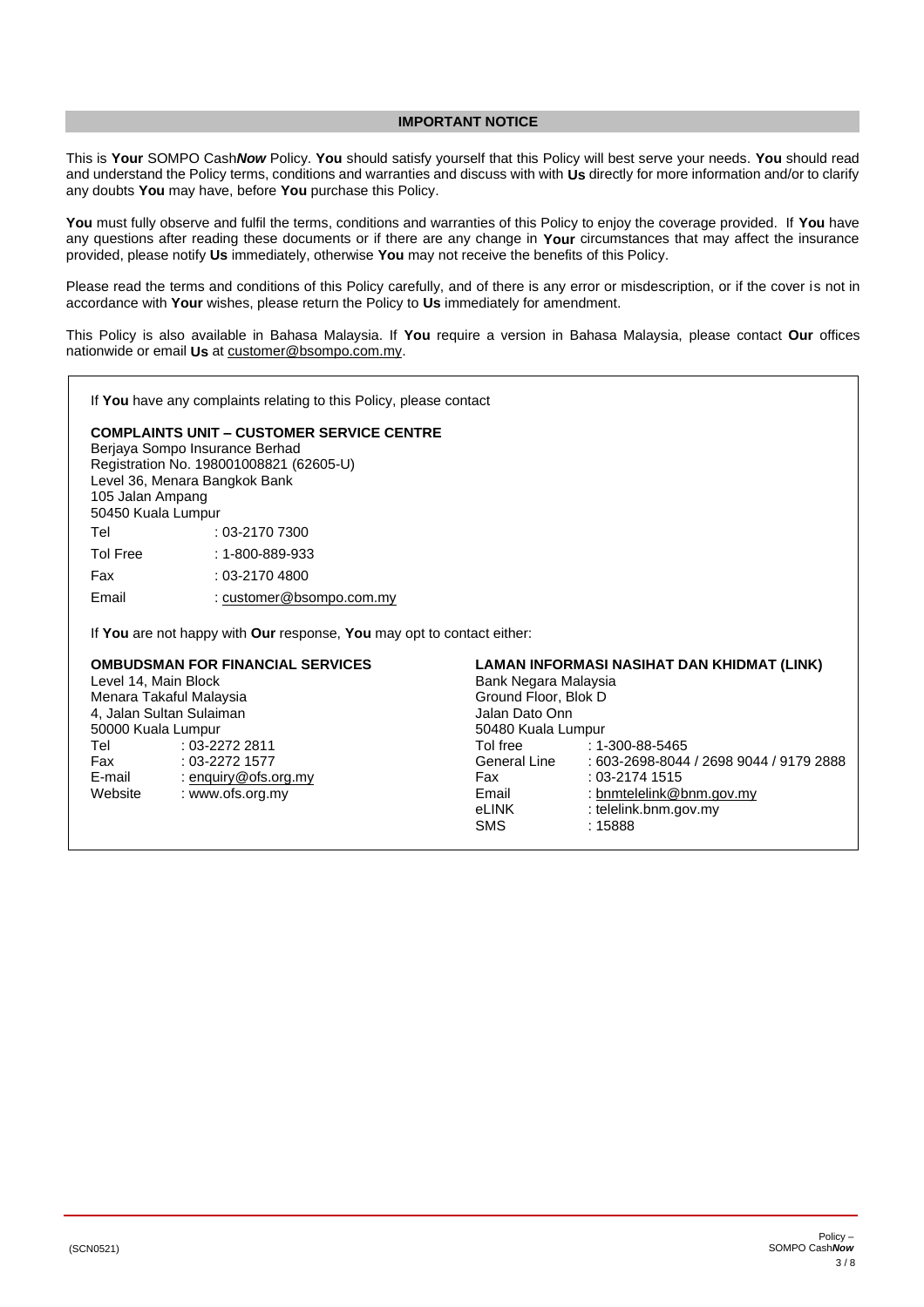## IMPORTANT NOTICE

This is **Your** SOMPO Cash***Now*** Policy. **You** should satisfy yourself that this Policy will best serve your needs. **You** should read and understand the Policy terms, conditions and warranties and discuss with with **Us** directly for more information and/or to clarify any doubts **You** may have, before **You** purchase this Policy.

**You** must fully observe and fulfil the terms, conditions and warranties of this Policy to enjoy the coverage provided. If **You** have any questions after reading these documents or if there are any change in **Your** circumstances that may affect the insurance provided, please notify **Us** immediately, otherwise **You** may not receive the benefits of this Policy.

Please read the terms and conditions of this Policy carefully, and of there is any error or misdescription, or if the cover is not in accordance with **Your** wishes, please return the Policy to **Us** immediately for amendment.

This Policy is also available in Bahasa Malaysia. If **You** require a version in Bahasa Malaysia, please contact **Our** offices nationwide or email **Us** at customer@bsompo.com.my.

If **You** have any complaints relating to this Policy, please contact

**COMPLAINTS UNIT – CUSTOMER SERVICE CENTRE**
Berjaya Sompo Insurance Berhad
Registration No. 198001008821 (62605-U)
Level 36, Menara Bangkok Bank
105 Jalan Ampang
50450 Kuala Lumpur

Tel : 03-2170 7300
Tol Free : 1-800-889-933
Fax : 03-2170 4800
Email : customer@bsompo.com.my

If **You** are not happy with **Our** response, **You** may opt to contact either:

**OMBUDSMAN FOR FINANCIAL SERVICES**
Level 14, Main Block
Menara Takaful Malaysia
4, Jalan Sultan Sulaiman
50000 Kuala Lumpur

Tel : 03-2272 2811
Fax : 03-2272 1577
E-mail : enquiry@ofs.org.my
Website : www.ofs.org.my

**LAMAN INFORMASI NASIHAT DAN KHIDMAT (LINK)**
Bank Negara Malaysia
Ground Floor, Blok D
Jalan Dato Onn
50480 Kuala Lumpur

Tol free : 1-300-88-5465
General Line : 603-2698-8044 / 2698 9044 / 9179 2888
Fax : 03-2174 1515
Email : bnmtelelink@bnm.gov.my
eLINK : telelink.bnm.gov.my
SMS : 15888

(SCN0521)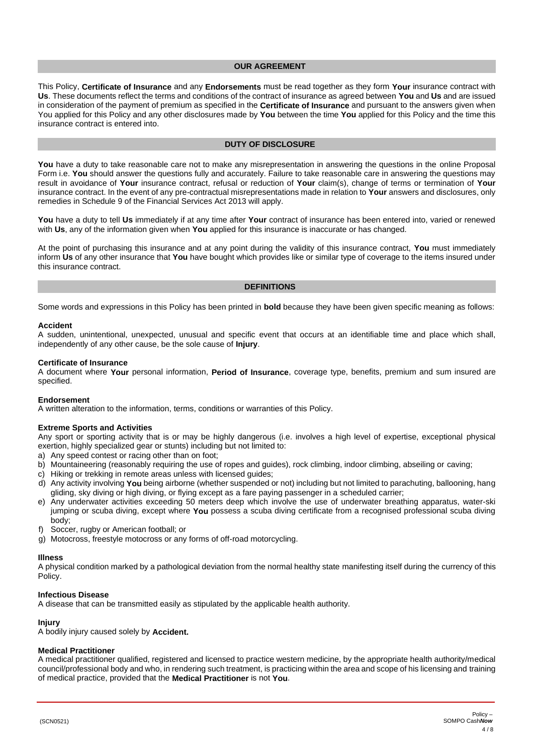## OUR AGREEMENT

This Policy, **Certificate of Insurance** and any **Endorsements** must be read together as they form **Your** insurance contract with **Us**. These documents reflect the terms and conditions of the contract of insurance as agreed between **You** and **Us** and are issued in consideration of the payment of premium as specified in the **Certificate of Insurance** and pursuant to the answers given when You applied for this Policy and any other disclosures made by **You** between the time **You** applied for this Policy and the time this insurance contract is entered into.

## DUTY OF DISCLOSURE

**You** have a duty to take reasonable care not to make any misrepresentation in answering the questions in the online Proposal Form i.e. **You** should answer the questions fully and accurately. Failure to take reasonable care in answering the questions may result in avoidance of **Your** insurance contract, refusal or reduction of **Your** claim(s), change of terms or termination of **Your** insurance contract. In the event of any pre-contractual misrepresentations made in relation to **Your** answers and disclosures, only remedies in Schedule 9 of the Financial Services Act 2013 will apply.

**You** have a duty to tell **Us** immediately if at any time after **Your** contract of insurance has been entered into, varied or renewed with **Us**, any of the information given when **You** applied for this insurance is inaccurate or has changed.

At the point of purchasing this insurance and at any point during the validity of this insurance contract, **You** must immediately inform **Us** of any other insurance that **You** have bought which provides like or similar type of coverage to the items insured under this insurance contract.

## DEFINITIONS

Some words and expressions in this Policy has been printed in **bold** because they have been given specific meaning as follows:

**Accident**
A sudden, unintentional, unexpected, unusual and specific event that occurs at an identifiable time and place which shall, independently of any other cause, be the sole cause of **Injury**.

**Certificate of Insurance**
A document where **Your** personal information, **Period of Insurance**, coverage type, benefits, premium and sum insured are specified.

**Endorsement**
A written alteration to the information, terms, conditions or warranties of this Policy.

**Extreme Sports and Activities**
Any sport or sporting activity that is or may be highly dangerous (i.e. involves a high level of expertise, exceptional physical exertion, highly specialized gear or stunts) including but not limited to:

a) Any speed contest or racing other than on foot;
b) Mountaineering (reasonably requiring the use of ropes and guides), rock climbing, indoor climbing, abseiling or caving;
c) Hiking or trekking in remote areas unless with licensed guides;
d) Any activity involving **You** being airborne (whether suspended or not) including but not limited to parachuting, ballooning, hang gliding, sky diving or high diving, or flying except as a fare paying passenger in a scheduled carrier;
e) Any underwater activities exceeding 50 meters deep which involve the use of underwater breathing apparatus, water-ski jumping or scuba diving, except where **You** possess a scuba diving certificate from a recognised professional scuba diving body;
f) Soccer, rugby or American football; or
g) Motocross, freestyle motocross or any forms of off-road motorcycling.

**Illness**
A physical condition marked by a pathological deviation from the normal healthy state manifesting itself during the currency of this Policy.

**Infectious Disease**
A disease that can be transmitted easily as stipulated by the applicable health authority.

**Injury**
A bodily injury caused solely by **Accident.**

**Medical Practitioner**
A medical practitioner qualified, registered and licensed to practice western medicine, by the appropriate health authority/medical council/professional body and who, in rendering such treatment, is practicing within the area and scope of his licensing and training of medical practice, provided that the **Medical Practitioner** is not **You**.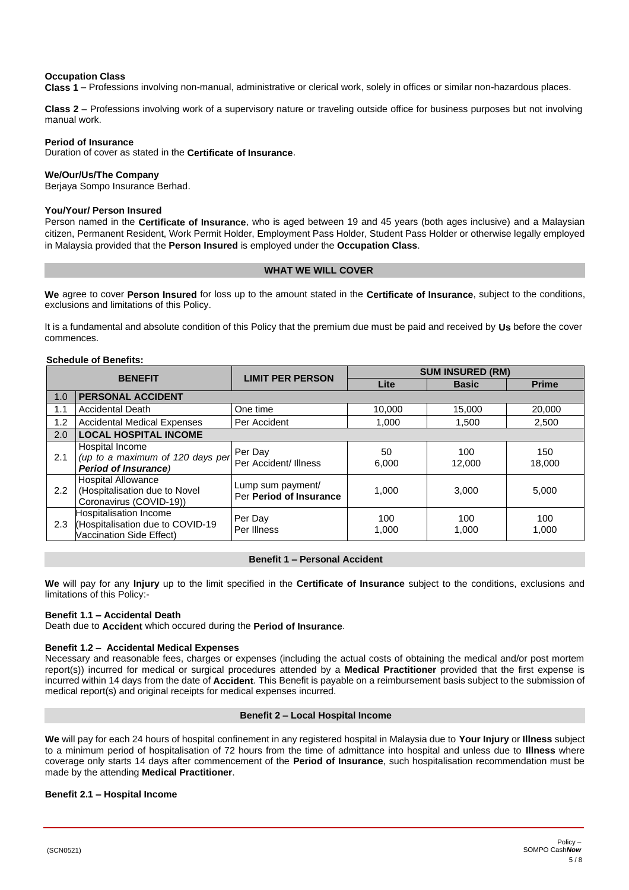**Occupation Class**

**Class 1** – Professions involving non-manual, administrative or clerical work, solely in offices or similar non-hazardous places.

**Class 2** – Professions involving work of a supervisory nature or traveling outside office for business purposes but not involving manual work.

**Period of Insurance**

Duration of cover as stated in the **Certificate of Insurance**.

**We/Our/Us/The Company**

Berjaya Sompo Insurance Berhad.

**You/Your/ Person Insured**

Person named in the **Certificate of Insurance**, who is aged between 19 and 45 years (both ages inclusive) and a Malaysian citizen, Permanent Resident, Work Permit Holder, Employment Pass Holder, Student Pass Holder or otherwise legally employed in Malaysia provided that the **Person Insured** is employed under the **Occupation Class**.

## WHAT WE WILL COVER

**We** agree to cover **Person Insured** for loss up to the amount stated in the **Certificate of Insurance**, subject to the conditions, exclusions and limitations of this Policy.

It is a fundamental and absolute condition of this Policy that the premium due must be paid and received by **Us** before the cover commences.

**Schedule of Benefits:**

| BENEFIT | | LIMIT PER PERSON | SUM INSURED (RM) | | |
|---|---|---|---|---|---|
| | | | **Lite** | **Basic** | **Prime** |
| 1.0 | **PERSONAL ACCIDENT** | | | | |
| 1.1 | Accidental Death | One time | 10,000 | 15,000 | 20,000 |
| 1.2 | Accidental Medical Expenses | Per Accident | 1,000 | 1,500 | 2,500 |
| 2.0 | **LOCAL HOSPITAL INCOME** | | | | |
| 2.1 | Hospital Income *(up to a maximum of 120 days per **Period of Insurance**)* | Per Day<br>Per Accident/ Illness | 50<br>6,000 | 100<br>12,000 | 150<br>18,000 |
| 2.2 | Hospital Allowance (Hospitalisation due to Novel Coronavirus (COVID-19)) | Lump sum payment/ Per **Period of Insurance** | 1,000 | 3,000 | 5,000 |
| 2.3 | Hospitalisation Income (Hospitalisation due to COVID-19 Vaccination Side Effect) | Per Day<br>Per Illness | 100<br>1,000 | 100<br>1,000 | 100<br>1,000 |

## Benefit 1 – Personal Accident

**We** will pay for any **Injury** up to the limit specified in the **Certificate of Insurance** subject to the conditions, exclusions and limitations of this Policy:-

**Benefit 1.1 – Accidental Death**

Death due to **Accident** which occured during the **Period of Insurance**.

**Benefit 1.2 – Accidental Medical Expenses**

Necessary and reasonable fees, charges or expenses (including the actual costs of obtaining the medical and/or post mortem report(s)) incurred for medical or surgical procedures attended by a **Medical Practitioner** provided that the first expense is incurred within 14 days from the date of **Accident**. This Benefit is payable on a reimbursement basis subject to the submission of medical report(s) and original receipts for medical expenses incurred.

## Benefit 2 – Local Hospital Income

**We** will pay for each 24 hours of hospital confinement in any registered hospital in Malaysia due to **Your Injury** or **Illness** subject to a minimum period of hospitalisation of 72 hours from the time of admittance into hospital and unless due to **Illness** where coverage only starts 14 days after commencement of the **Period of Insurance**, such hospitalisation recommendation must be made by the attending **Medical Practitioner**.

**Benefit 2.1 – Hospital Income**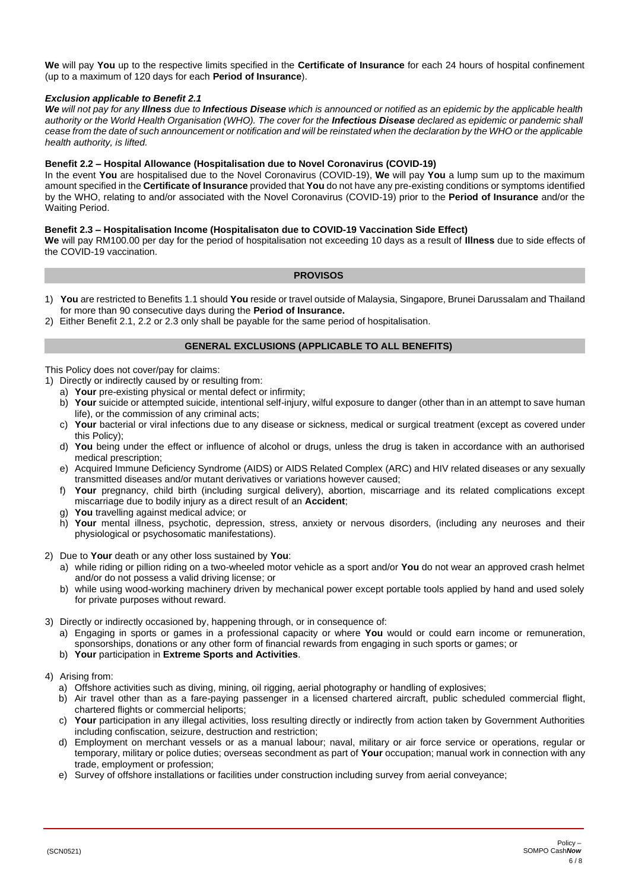**We** will pay **You** up to the respective limits specified in the **Certificate of Insurance** for each 24 hours of hospital confinement (up to a maximum of 120 days for each **Period of Insurance**).

***Exclusion applicable to Benefit 2.1***

***We** will not pay for any **Illness** due to **Infectious Disease** which is announced or notified as an epidemic by the applicable health authority or the World Health Organisation (WHO). The cover for the **Infectious Disease** declared as epidemic or pandemic shall cease from the date of such announcement or notification and will be reinstated when the declaration by the WHO or the applicable health authority, is lifted.*

**Benefit 2.2 – Hospital Allowance (Hospitalisation due to Novel Coronavirus (COVID-19)**

In the event **You** are hospitalised due to the Novel Coronavirus (COVID-19), **We** will pay **You** a lump sum up to the maximum amount specified in the **Certificate of Insurance** provided that **You** do not have any pre-existing conditions or symptoms identified by the WHO, relating to and/or associated with the Novel Coronavirus (COVID-19) prior to the **Period of Insurance** and/or the Waiting Period.

**Benefit 2.3 – Hospitalisation Income (Hospitalisaton due to COVID-19 Vaccination Side Effect)**

**We** will pay RM100.00 per day for the period of hospitalisation not exceeding 10 days as a result of **Illness** due to side effects of the COVID-19 vaccination.

## PROVISOS

1) **You** are restricted to Benefits 1.1 should **You** reside or travel outside of Malaysia, Singapore, Brunei Darussalam and Thailand for more than 90 consecutive days during the **Period of Insurance.**
2) Either Benefit 2.1, 2.2 or 2.3 only shall be payable for the same period of hospitalisation.

## GENERAL EXCLUSIONS (APPLICABLE TO ALL BENEFITS)

This Policy does not cover/pay for claims:

1) Directly or indirectly caused by or resulting from:
   a) **Your** pre-existing physical or mental defect or infirmity;
   b) **Your** suicide or attempted suicide, intentional self-injury, wilful exposure to danger (other than in an attempt to save human life), or the commission of any criminal acts;
   c) **Your** bacterial or viral infections due to any disease or sickness, medical or surgical treatment (except as covered under this Policy);
   d) **You** being under the effect or influence of alcohol or drugs, unless the drug is taken in accordance with an authorised medical prescription;
   e) Acquired Immune Deficiency Syndrome (AIDS) or AIDS Related Complex (ARC) and HIV related diseases or any sexually transmitted diseases and/or mutant derivatives or variations however caused;
   f) **Your** pregnancy, child birth (including surgical delivery), abortion, miscarriage and its related complications except miscarriage due to bodily injury as a direct result of an **Accident**;
   g) **You** travelling against medical advice; or
   h) **Your** mental illness, psychotic, depression, stress, anxiety or nervous disorders, (including any neuroses and their physiological or psychosomatic manifestations).

2) Due to **Your** death or any other loss sustained by **You**:
   a) while riding or pillion riding on a two-wheeled motor vehicle as a sport and/or **You** do not wear an approved crash helmet and/or do not possess a valid driving license; or
   b) while using wood-working machinery driven by mechanical power except portable tools applied by hand and used solely for private purposes without reward.

3) Directly or indirectly occasioned by, happening through, or in consequence of:
   a) Engaging in sports or games in a professional capacity or where **You** would or could earn income or remuneration, sponsorships, donations or any other form of financial rewards from engaging in such sports or games; or
   b) **Your** participation in **Extreme Sports and Activities**.

4) Arising from:
   a) Offshore activities such as diving, mining, oil rigging, aerial photography or handling of explosives;
   b) Air travel other than as a fare-paying passenger in a licensed chartered aircraft, public scheduled commercial flight, chartered flights or commercial heliports;
   c) **Your** participation in any illegal activities, loss resulting directly or indirectly from action taken by Government Authorities including confiscation, seizure, destruction and restriction;
   d) Employment on merchant vessels or as a manual labour; naval, military or air force service or operations, regular or temporary, military or police duties; overseas secondment as part of **Your** occupation; manual work in connection with any trade, employment or profession;
   e) Survey of offshore installations or facilities under construction including survey from aerial conveyance;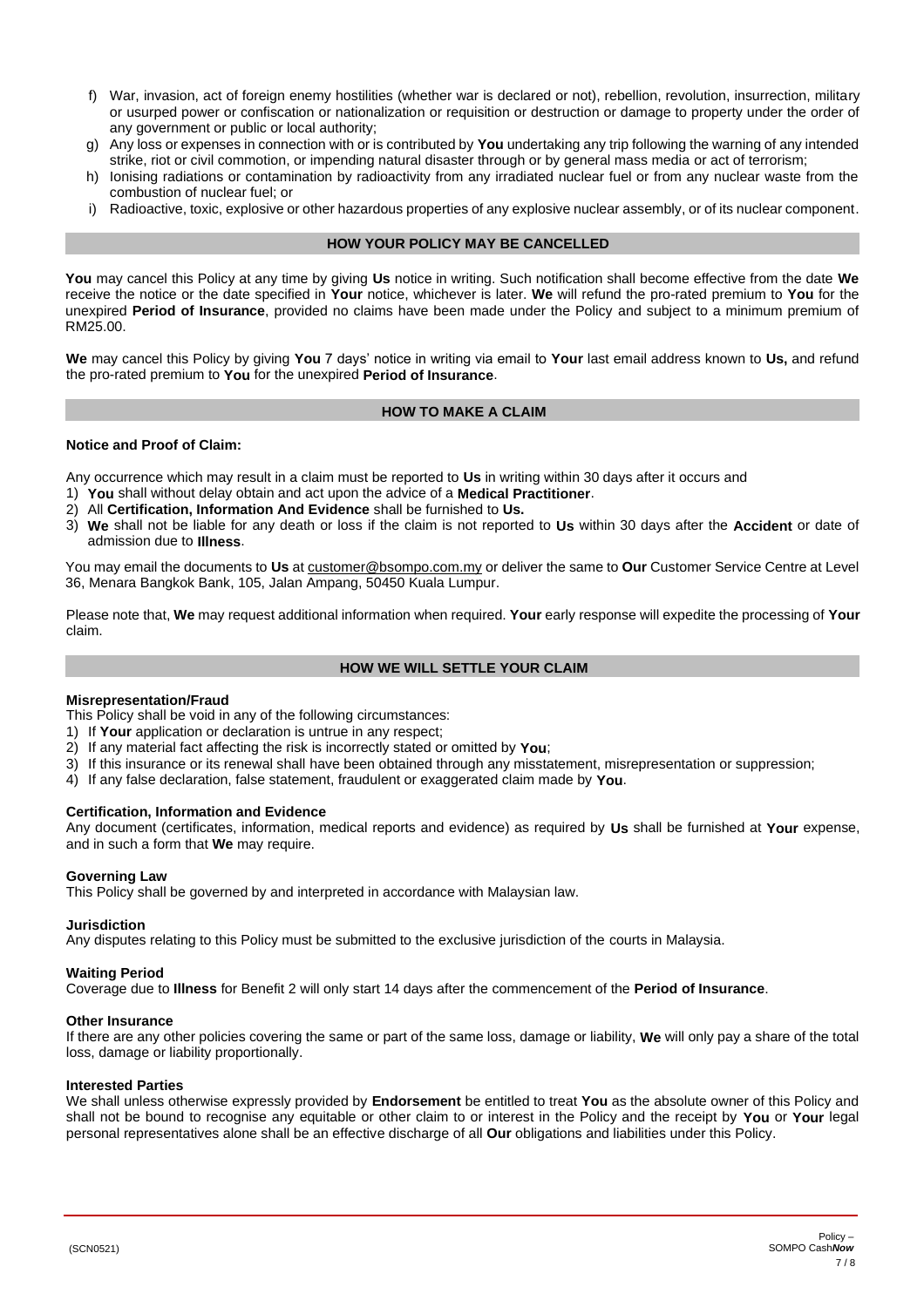f) War, invasion, act of foreign enemy hostilities (whether war is declared or not), rebellion, revolution, insurrection, military or usurped power or confiscation or nationalization or requisition or destruction or damage to property under the order of any government or public or local authority;
g) Any loss or expenses in connection with or is contributed by **You** undertaking any trip following the warning of any intended strike, riot or civil commotion, or impending natural disaster through or by general mass media or act of terrorism;
h) Ionising radiations or contamination by radioactivity from any irradiated nuclear fuel or from any nuclear waste from the combustion of nuclear fuel; or
i) Radioactive, toxic, explosive or other hazardous properties of any explosive nuclear assembly, or of its nuclear component.

## HOW YOUR POLICY MAY BE CANCELLED

**You** may cancel this Policy at any time by giving **Us** notice in writing. Such notification shall become effective from the date **We** receive the notice or the date specified in **Your** notice, whichever is later. **We** will refund the pro-rated premium to **You** for the unexpired **Period of Insurance**, provided no claims have been made under the Policy and subject to a minimum premium of RM25.00.

**We** may cancel this Policy by giving **You** 7 days' notice in writing via email to **Your** last email address known to **Us,** and refund the pro-rated premium to **You** for the unexpired **Period of Insurance**.

## HOW TO MAKE A CLAIM

**Notice and Proof of Claim:**

Any occurrence which may result in a claim must be reported to **Us** in writing within 30 days after it occurs and

1) **You** shall without delay obtain and act upon the advice of a **Medical Practitioner**.
2) All **Certification, Information And Evidence** shall be furnished to **Us.**
3) **We** shall not be liable for any death or loss if the claim is not reported to **Us** within 30 days after the **Accident** or date of admission due to **Illness**.

You may email the documents to **Us** at customer@bsompo.com.my or deliver the same to **Our** Customer Service Centre at Level 36, Menara Bangkok Bank, 105, Jalan Ampang, 50450 Kuala Lumpur.

Please note that, **We** may request additional information when required. **Your** early response will expedite the processing of **Your** claim.

## HOW WE WILL SETTLE YOUR CLAIM

**Misrepresentation/Fraud**

This Policy shall be void in any of the following circumstances:

1) If **Your** application or declaration is untrue in any respect;
2) If any material fact affecting the risk is incorrectly stated or omitted by **You**;
3) If this insurance or its renewal shall have been obtained through any misstatement, misrepresentation or suppression;
4) If any false declaration, false statement, fraudulent or exaggerated claim made by **You**.

**Certification, Information and Evidence**

Any document (certificates, information, medical reports and evidence) as required by **Us** shall be furnished at **Your** expense, and in such a form that **We** may require.

**Governing Law**

This Policy shall be governed by and interpreted in accordance with Malaysian law.

**Jurisdiction**

Any disputes relating to this Policy must be submitted to the exclusive jurisdiction of the courts in Malaysia.

**Waiting Period**

Coverage due to **Illness** for Benefit 2 will only start 14 days after the commencement of the **Period of Insurance**.

**Other Insurance**

If there are any other policies covering the same or part of the same loss, damage or liability, **We** will only pay a share of the total loss, damage or liability proportionally.

**Interested Parties**

We shall unless otherwise expressly provided by **Endorsement** be entitled to treat **You** as the absolute owner of this Policy and shall not be bound to recognise any equitable or other claim to or interest in the Policy and the receipt by **You** or **Your** legal personal representatives alone shall be an effective discharge of all **Our** obligations and liabilities under this Policy.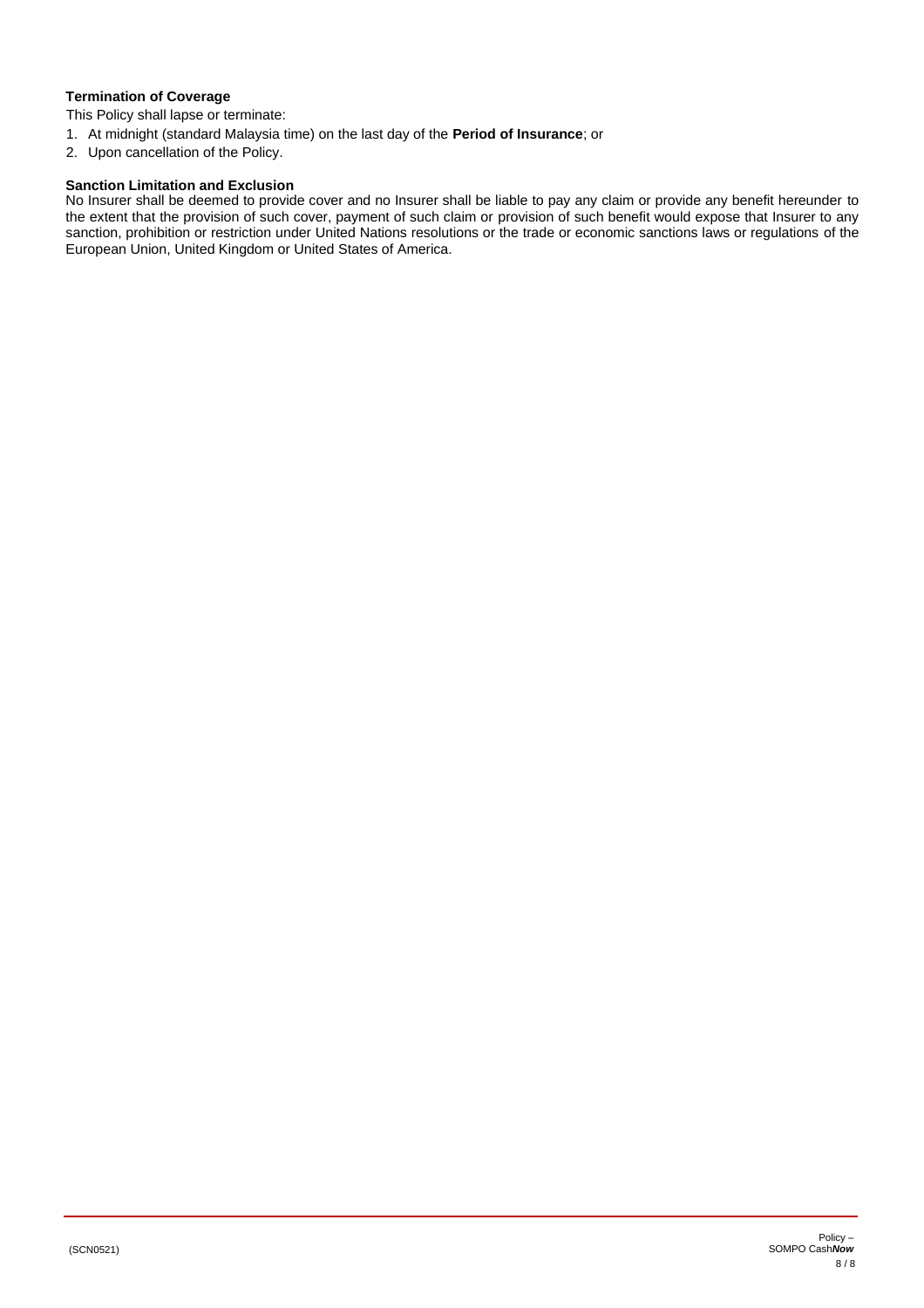### Termination of Coverage

This Policy shall lapse or terminate:

1. At midnight (standard Malaysia time) on the last day of the **Period of Insurance**; or
2. Upon cancellation of the Policy.

### Sanction Limitation and Exclusion

No Insurer shall be deemed to provide cover and no Insurer shall be liable to pay any claim or provide any benefit hereunder to the extent that the provision of such cover, payment of such claim or provision of such benefit would expose that Insurer to any sanction, prohibition or restriction under United Nations resolutions or the trade or economic sanctions laws or regulations of the European Union, United Kingdom or United States of America.